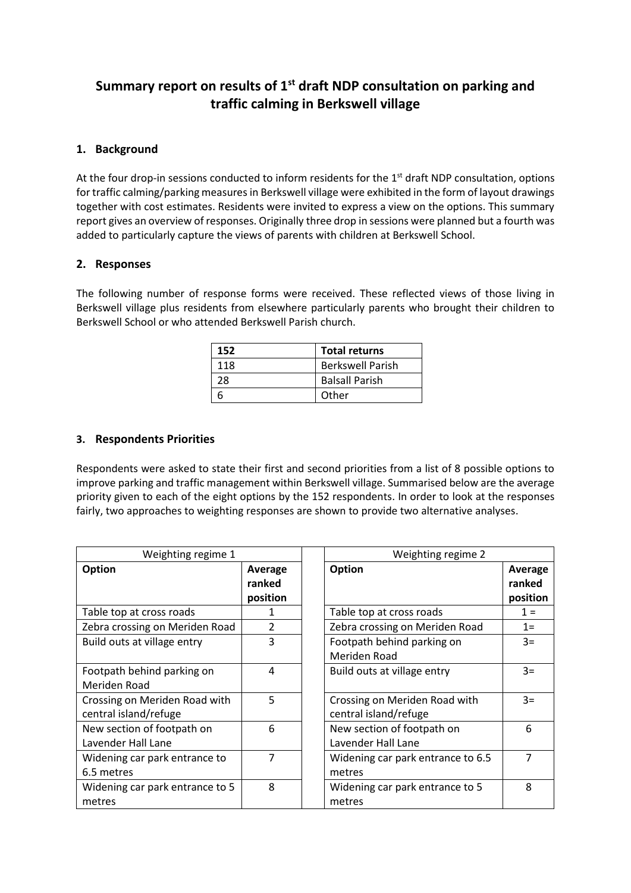# Summary report on results of 1st draft NDP consultation on parking and traffic calming in Berkswell village

## 1. Background

At the four drop-in sessions conducted to inform residents for the 1st draft NDP consultation, options for traffic calming/parking measures in Berkswell village were exhibited in the form of layout drawings together with cost estimates. Residents were invited to express a view on the options. This summary report gives an overview of responses. Originally three drop in sessions were planned but a fourth was added to particularly capture the views of parents with children at Berkswell School.

## 2. Responses

The following number of response forms were received. These reflected views of those living in Berkswell village plus residents from elsewhere particularly parents who brought their children to Berkswell School or who attended Berkswell Parish church.

| 152 | Total returns |
|---|---|
| 118 | Berkswell Parish |
| 28 | Balsall Parish |
| 6 | Other |

## 3. Respondents Priorities

Respondents were asked to state their first and second priorities from a list of 8 possible options to improve parking and traffic management within Berkswell village. Summarised below are the average priority given to each of the eight options by the 152 respondents. In order to look at the responses fairly, two approaches to weighting responses are shown to provide two alternative analyses.

| Weighting regime 1 | | | Weighting regime 2 | |
|---|---|---|---|---|
| **Option** | **Average ranked position** | | **Option** | **Average ranked position** |
| Table top at cross roads | 1 | | Table top at cross roads | 1 = |
| Zebra crossing on Meriden Road | 2 | | Zebra crossing on Meriden Road | 1= |
| Build outs at village entry | 3 | | Footpath behind parking on Meriden Road | 3= |
| Footpath behind parking on Meriden Road | 4 | | Build outs at village entry | 3= |
| Crossing on Meriden Road with central island/refuge | 5 | | Crossing on Meriden Road with central island/refuge | 3= |
| New section of footpath on Lavender Hall Lane | 6 | | New section of footpath on Lavender Hall Lane | 6 |
| Widening car park entrance to 6.5 metres | 7 | | Widening car park entrance to 6.5 metres | 7 |
| Widening car park entrance to 5 metres | 8 | | Widening car park entrance to 5 metres | 8 |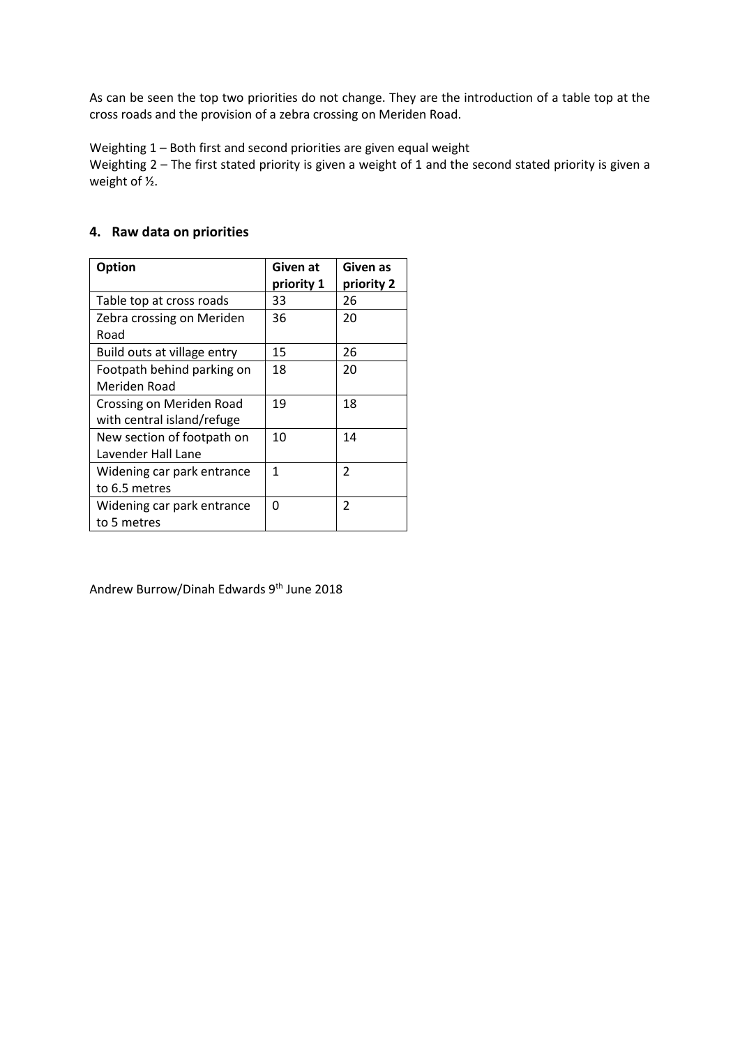As can be seen the top two priorities do not change. They are the introduction of a table top at the cross roads and the provision of a zebra crossing on Meriden Road.

Weighting 1 – Both first and second priorities are given equal weight
Weighting 2 – The first stated priority is given a weight of 1 and the second stated priority is given a weight of ½.

## 4. Raw data on priorities

| Option | Given at priority 1 | Given as priority 2 |
|---|---|---|
| Table top at cross roads | 33 | 26 |
| Zebra crossing on Meriden Road | 36 | 20 |
| Build outs at village entry | 15 | 26 |
| Footpath behind parking on Meriden Road | 18 | 20 |
| Crossing on Meriden Road with central island/refuge | 19 | 18 |
| New section of footpath on Lavender Hall Lane | 10 | 14 |
| Widening car park entrance to 6.5 metres | 1 | 2 |
| Widening car park entrance to 5 metres | 0 | 2 |

Andrew Burrow/Dinah Edwards 9th June 2018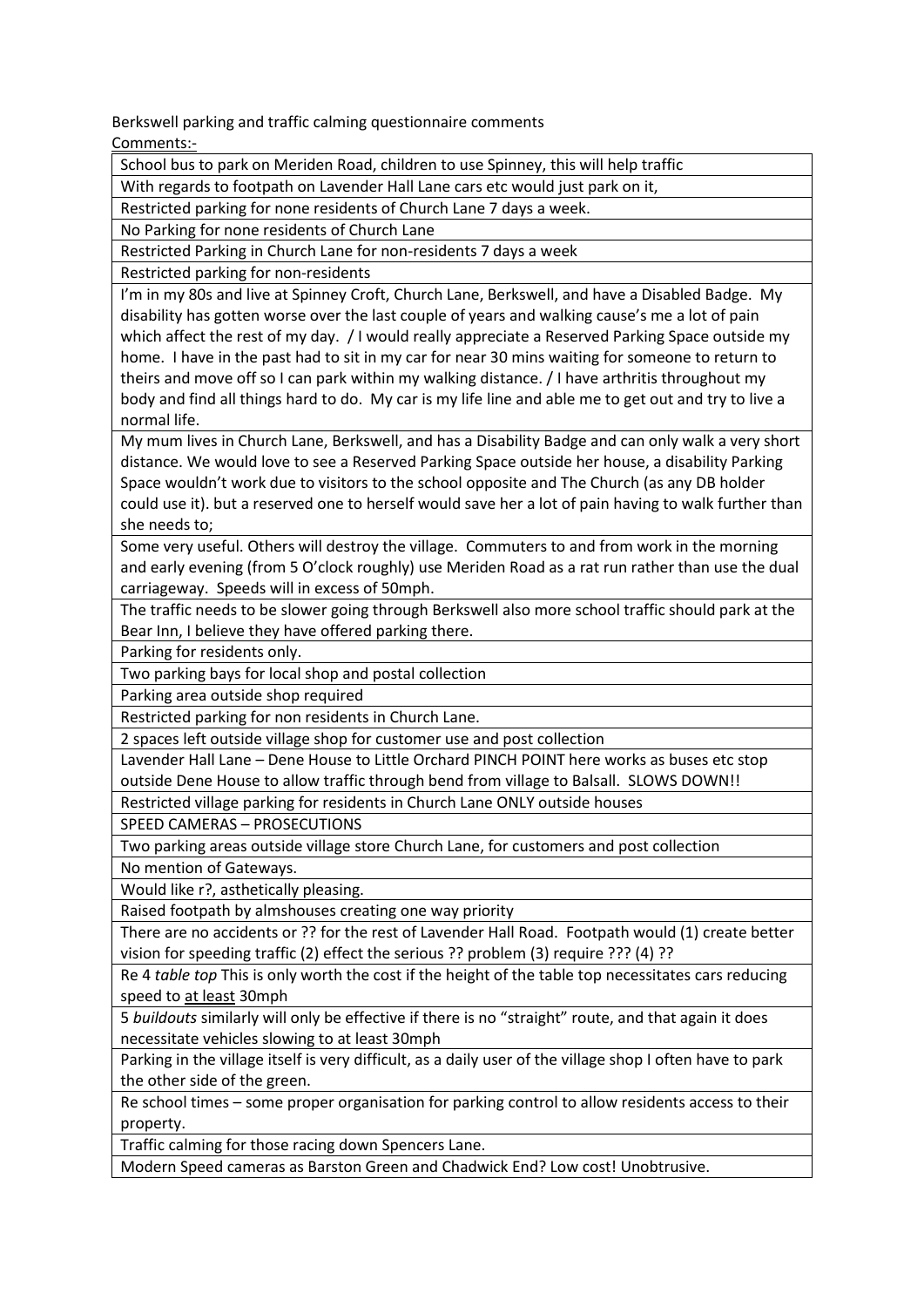Berkswell parking and traffic calming questionnaire comments

Comments:-

| |
|---|
| School bus to park on Meriden Road, children to use Spinney, this will help traffic |
| With regards to footpath on Lavender Hall Lane cars etc would just park on it, |
| Restricted parking for none residents of Church Lane 7 days a week. |
| No Parking for none residents of Church Lane |
| Restricted Parking in Church Lane for non-residents 7 days a week |
| Restricted parking for non-residents |
| I'm in my 80s and live at Spinney Croft, Church Lane, Berkswell, and have a Disabled Badge. My disability has gotten worse over the last couple of years and walking cause's me a lot of pain which affect the rest of my day. / I would really appreciate a Reserved Parking Space outside my home. I have in the past had to sit in my car for near 30 mins waiting for someone to return to theirs and move off so I can park within my walking distance. / I have arthritis throughout my body and find all things hard to do. My car is my life line and able me to get out and try to live a normal life. |
| My mum lives in Church Lane, Berkswell, and has a Disability Badge and can only walk a very short distance. We would love to see a Reserved Parking Space outside her house, a disability Parking Space wouldn't work due to visitors to the school opposite and The Church (as any DB holder could use it). but a reserved one to herself would save her a lot of pain having to walk further than she needs to; |
| Some very useful. Others will destroy the village. Commuters to and from work in the morning and early evening (from 5 O'clock roughly) use Meriden Road as a rat run rather than use the dual carriageway. Speeds will in excess of 50mph. |
| The traffic needs to be slower going through Berkswell also more school traffic should park at the Bear Inn, I believe they have offered parking there. |
| Parking for residents only. |
| Two parking bays for local shop and postal collection |
| Parking area outside shop required |
| Restricted parking for non residents in Church Lane. |
| 2 spaces left outside village shop for customer use and post collection |
| Lavender Hall Lane – Dene House to Little Orchard PINCH POINT here works as buses etc stop outside Dene House to allow traffic through bend from village to Balsall. SLOWS DOWN!! |
| Restricted village parking for residents in Church Lane ONLY outside houses |
| SPEED CAMERAS – PROSECUTIONS |
| Two parking areas outside village store Church Lane, for customers and post collection |
| No mention of Gateways. |
| Would like r?, asthetically pleasing. |
| Raised footpath by almshouses creating one way priority |
| There are no accidents or ?? for the rest of Lavender Hall Road. Footpath would (1) create better vision for speeding traffic (2) effect the serious ?? problem (3) require ??? (4) ?? |
| Re 4 *table top* This is only worth the cost if the height of the table top necessitates cars reducing speed to <u>at least</u> 30mph |
| 5 *buildouts* similarly will only be effective if there is no "straight" route, and that again it does necessitate vehicles slowing to at least 30mph |
| Parking in the village itself is very difficult, as a daily user of the village shop I often have to park the other side of the green. |
| Re school times – some proper organisation for parking control to allow residents access to their property. |
| Traffic calming for those racing down Spencers Lane. |
| Modern Speed cameras as Barston Green and Chadwick End? Low cost! Unobtrusive. |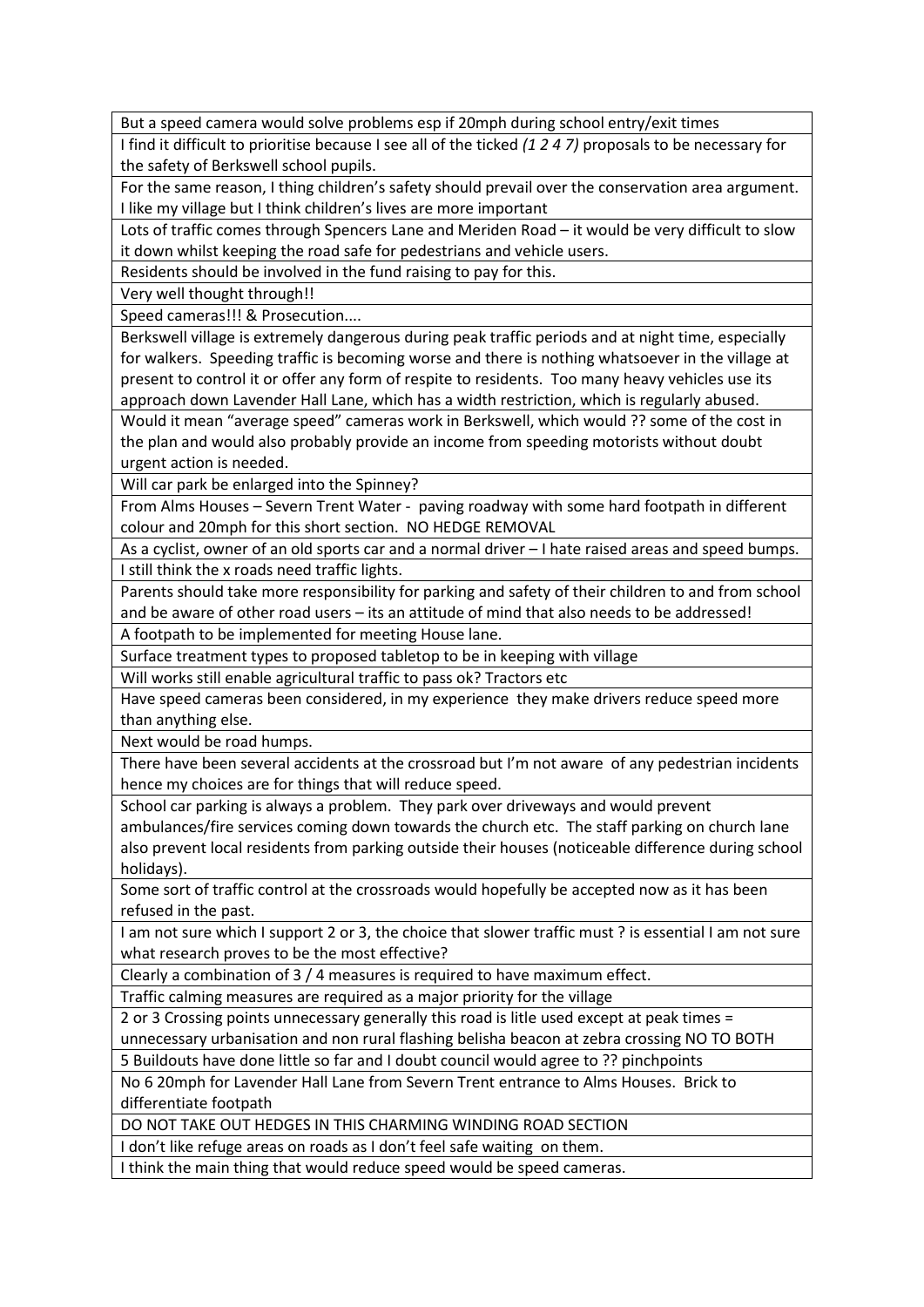| But a speed camera would solve problems esp if 20mph during school entry/exit times |
|---|
| I find it difficult to prioritise because I see all of the ticked *(1 2 4 7)* proposals to be necessary for the safety of Berkswell school pupils. |
| For the same reason, I thing children's safety should prevail over the conservation area argument. I like my village but I think children's lives are more important |
| Lots of traffic comes through Spencers Lane and Meriden Road – it would be very difficult to slow it down whilst keeping the road safe for pedestrians and vehicle users. |
| Residents should be involved in the fund raising to pay for this. |
| Very well thought through!! |
| Speed cameras!!! & Prosecution.... |
| Berkswell village is extremely dangerous during peak traffic periods and at night time, especially for walkers. Speeding traffic is becoming worse and there is nothing whatsoever in the village at present to control it or offer any form of respite to residents. Too many heavy vehicles use its approach down Lavender Hall Lane, which has a width restriction, which is regularly abused. |
| Would it mean "average speed" cameras work in Berkswell, which would ?? some of the cost in the plan and would also probably provide an income from speeding motorists without doubt urgent action is needed. |
| Will car park be enlarged into the Spinney? |
| From Alms Houses – Severn Trent Water - paving roadway with some hard footpath in different colour and 20mph for this short section. NO HEDGE REMOVAL |
| As a cyclist, owner of an old sports car and a normal driver – I hate raised areas and speed bumps. |
| I still think the x roads need traffic lights. |
| Parents should take more responsibility for parking and safety of their children to and from school and be aware of other road users – its an attitude of mind that also needs to be addressed! |
| A footpath to be implemented for meeting House lane. |
| Surface treatment types to proposed tabletop to be in keeping with village |
| Will works still enable agricultural traffic to pass ok? Tractors etc |
| Have speed cameras been considered, in my experience they make drivers reduce speed more than anything else. |
| Next would be road humps. |
| There have been several accidents at the crossroad but I'm not aware of any pedestrian incidents hence my choices are for things that will reduce speed. |
| School car parking is always a problem. They park over driveways and would prevent ambulances/fire services coming down towards the church etc. The staff parking on church lane also prevent local residents from parking outside their houses (noticeable difference during school holidays). |
| Some sort of traffic control at the crossroads would hopefully be accepted now as it has been refused in the past. |
| I am not sure which I support 2 or 3, the choice that slower traffic must ? is essential I am not sure what research proves to be the most effective? |
| Clearly a combination of 3 / 4 measures is required to have maximum effect. |
| Traffic calming measures are required as a major priority for the village |
| 2 or 3 Crossing points unnecessary generally this road is litle used except at peak times = unnecessary urbanisation and non rural flashing belisha beacon at zebra crossing NO TO BOTH |
| 5 Buildouts have done little so far and I doubt council would agree to ?? pinchpoints |
| No 6 20mph for Lavender Hall Lane from Severn Trent entrance to Alms Houses. Brick to differentiate footpath |
| DO NOT TAKE OUT HEDGES IN THIS CHARMING WINDING ROAD SECTION |
| I don't like refuge areas on roads as I don't feel safe waiting on them. |
| I think the main thing that would reduce speed would be speed cameras. |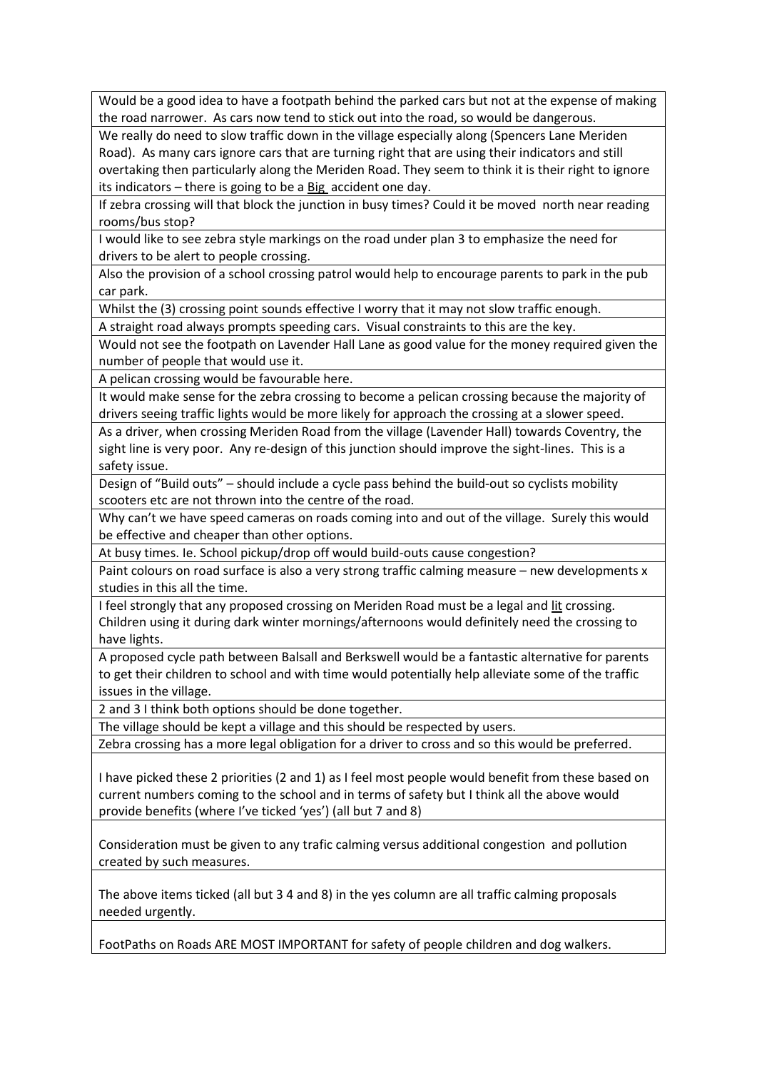| |
|---|
| Would be a good idea to have a footpath behind the parked cars but not at the expense of making the road narrower. As cars now tend to stick out into the road, so would be dangerous. |
| We really do need to slow traffic down in the village especially along (Spencers Lane Meriden Road). As many cars ignore cars that are turning right that are using their indicators and still overtaking then particularly along the Meriden Road. They seem to think it is their right to ignore its indicators – there is going to be a <u>Big</u> accident one day. |
| If zebra crossing will that block the junction in busy times? Could it be moved north near reading rooms/bus stop? |
| I would like to see zebra style markings on the road under plan 3 to emphasize the need for drivers to be alert to people crossing. |
| Also the provision of a school crossing patrol would help to encourage parents to park in the pub car park. |
| Whilst the (3) crossing point sounds effective I worry that it may not slow traffic enough. |
| A straight road always prompts speeding cars. Visual constraints to this are the key. |
| Would not see the footpath on Lavender Hall Lane as good value for the money required given the number of people that would use it. |
| A pelican crossing would be favourable here. |
| It would make sense for the zebra crossing to become a pelican crossing because the majority of drivers seeing traffic lights would be more likely for approach the crossing at a slower speed. |
| As a driver, when crossing Meriden Road from the village (Lavender Hall) towards Coventry, the sight line is very poor. Any re-design of this junction should improve the sight-lines. This is a safety issue. |
| Design of "Build outs" – should include a cycle pass behind the build-out so cyclists mobility scooters etc are not thrown into the centre of the road. |
| Why can't we have speed cameras on roads coming into and out of the village. Surely this would be effective and cheaper than other options. |
| At busy times. Ie. School pickup/drop off would build-outs cause congestion? |
| Paint colours on road surface is also a very strong traffic calming measure – new developments x studies in this all the time. |
| I feel strongly that any proposed crossing on Meriden Road must be a legal and <u>lit</u> crossing. Children using it during dark winter mornings/afternoons would definitely need the crossing to have lights. |
| A proposed cycle path between Balsall and Berkswell would be a fantastic alternative for parents to get their children to school and with time would potentially help alleviate some of the traffic issues in the village. |
| 2 and 3 I think both options should be done together. |
| The village should be kept a village and this should be respected by users. |
| Zebra crossing has a more legal obligation for a driver to cross and so this would be preferred. |
| I have picked these 2 priorities (2 and 1) as I feel most people would benefit from these based on current numbers coming to the school and in terms of safety but I think all the above would provide benefits (where I've ticked 'yes') (all but 7 and 8) |
| Consideration must be given to any trafic calming versus additional congestion and pollution created by such measures. |
| The above items ticked (all but 3 4 and 8) in the yes column are all traffic calming proposals needed urgently. |
| FootPaths on Roads ARE MOST IMPORTANT for safety of people children and dog walkers. |